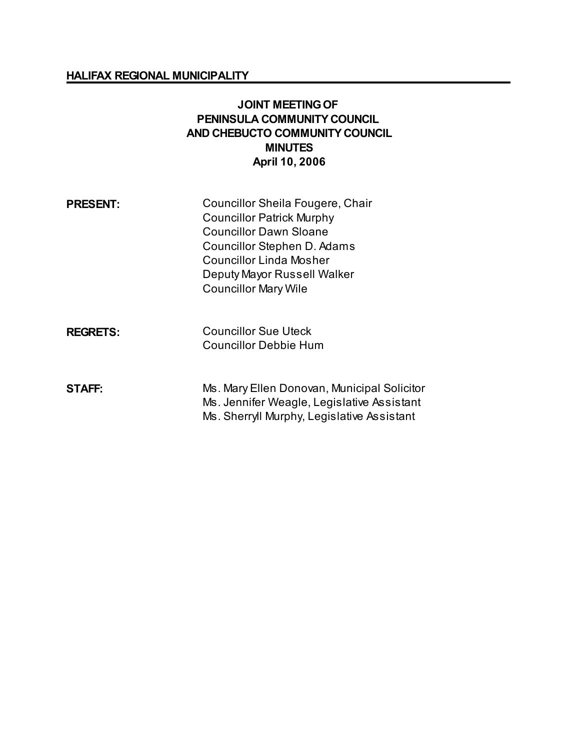**HALIFAX REGIONAL MUNICIPALITY**

# JOINT MEETING OF PENINSULA COMMUNITY COUNCIL AND CHEBUCTO COMMUNITY COUNCIL MINUTES

**April 10, 2006**

**PRESENT:**
Councillor Sheila Fougere, Chair
Councillor Patrick Murphy
Councillor Dawn Sloane
Councillor Stephen D. Adams
Councillor Linda Mosher
Deputy Mayor Russell Walker
Councillor Mary Wile

**REGRETS:**
Councillor Sue Uteck
Councillor Debbie Hum

**STAFF:**
Ms. Mary Ellen Donovan, Municipal Solicitor
Ms. Jennifer Weagle, Legislative Assistant
Ms. Sherryll Murphy, Legislative Assistant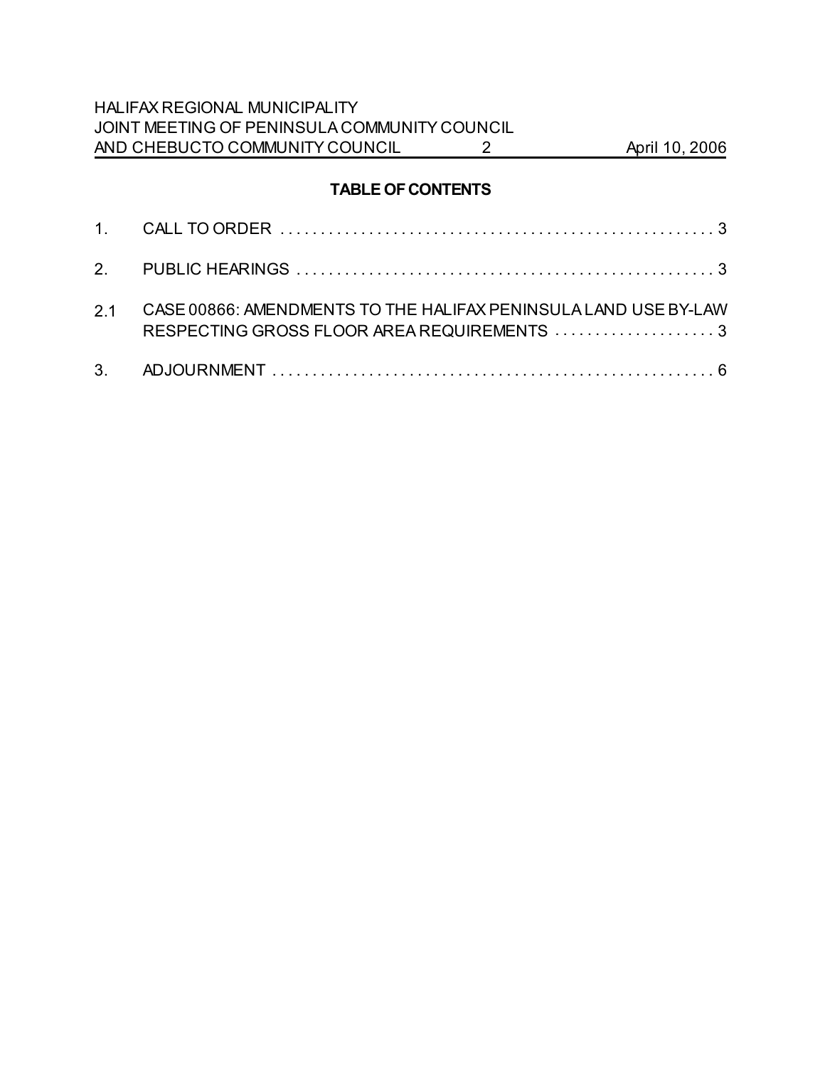## TABLE OF CONTENTS

1. CALL TO ORDER . . . . . . . . . . . . . . . . . . . . . . . . . . . . . . . . . . . . . . . . . . . . . . . . . . . . . 3

2. PUBLIC HEARINGS . . . . . . . . . . . . . . . . . . . . . . . . . . . . . . . . . . . . . . . . . . . . . . . . . . . 3

2.1 CASE 00866: AMENDMENTS TO THE HALIFAX PENINSULA LAND USE BY-LAW RESPECTING GROSS FLOOR AREA REQUIREMENTS . . . . . . . . . . . . . . . . . . . . 3

3. ADJOURNMENT . . . . . . . . . . . . . . . . . . . . . . . . . . . . . . . . . . . . . . . . . . . . . . . . . . . . . . 6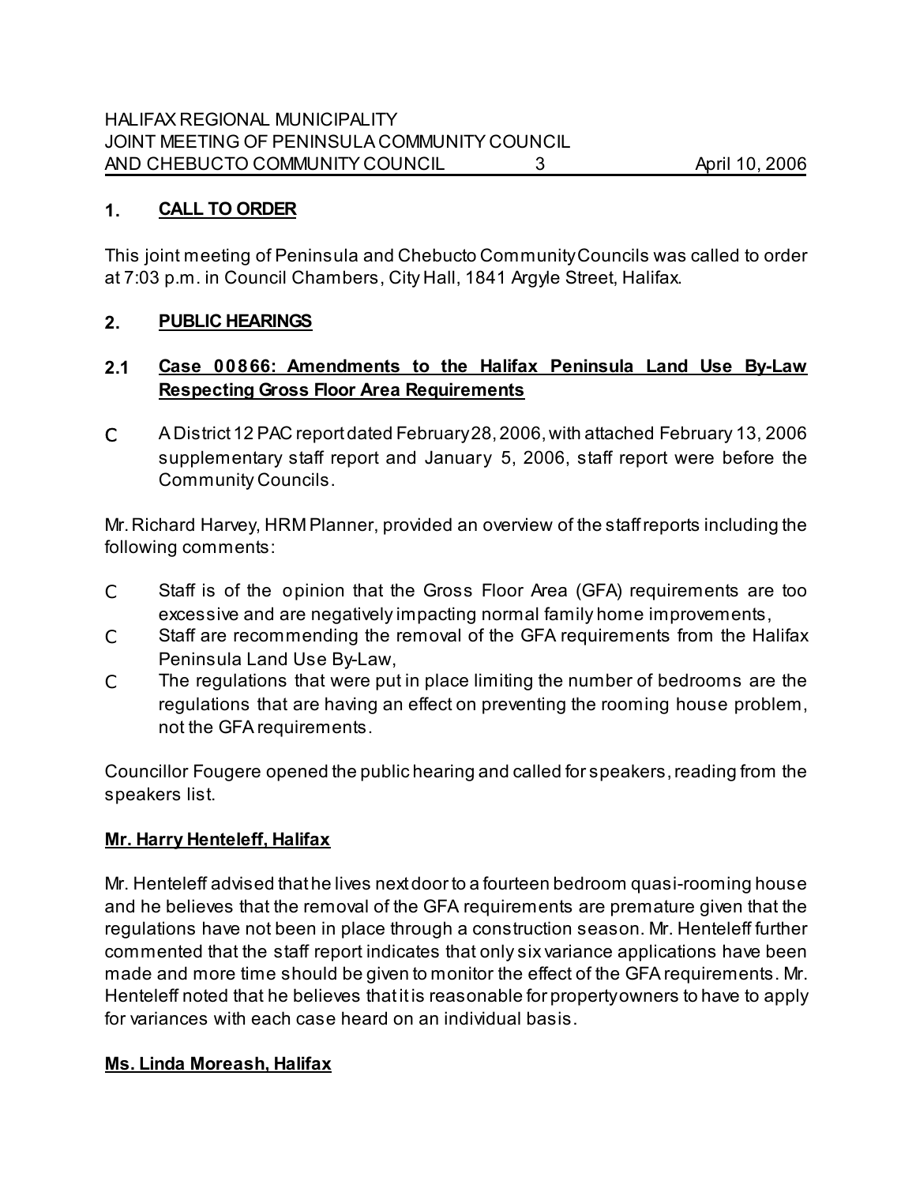## 1. CALL TO ORDER

This joint meeting of Peninsula and Chebucto Community Councils was called to order at 7:03 p.m. in Council Chambers, City Hall, 1841 Argyle Street, Halifax.

## 2. PUBLIC HEARINGS

### 2.1 Case 00866: Amendments to the Halifax Peninsula Land Use By-Law Respecting Gross Floor Area Requirements

- A District 12 PAC report dated February 28, 2006, with attached February 13, 2006 supplementary staff report and January 5, 2006, staff report were before the Community Councils.

Mr. Richard Harvey, HRM Planner, provided an overview of the staff reports including the following comments:

- Staff is of the opinion that the Gross Floor Area (GFA) requirements are too excessive and are negatively impacting normal family home improvements,
- Staff are recommending the removal of the GFA requirements from the Halifax Peninsula Land Use By-Law,
- The regulations that were put in place limiting the number of bedrooms are the regulations that are having an effect on preventing the rooming house problem, not the GFA requirements.

Councillor Fougere opened the public hearing and called for speakers, reading from the speakers list.

**Mr. Harry Henteleff, Halifax**

Mr. Henteleff advised that he lives next door to a fourteen bedroom quasi-rooming house and he believes that the removal of the GFA requirements are premature given that the regulations have not been in place through a construction season. Mr. Henteleff further commented that the staff report indicates that only six variance applications have been made and more time should be given to monitor the effect of the GFA requirements. Mr. Henteleff noted that he believes that it is reasonable for property owners to have to apply for variances with each case heard on an individual basis.

**Ms. Linda Moreash, Halifax**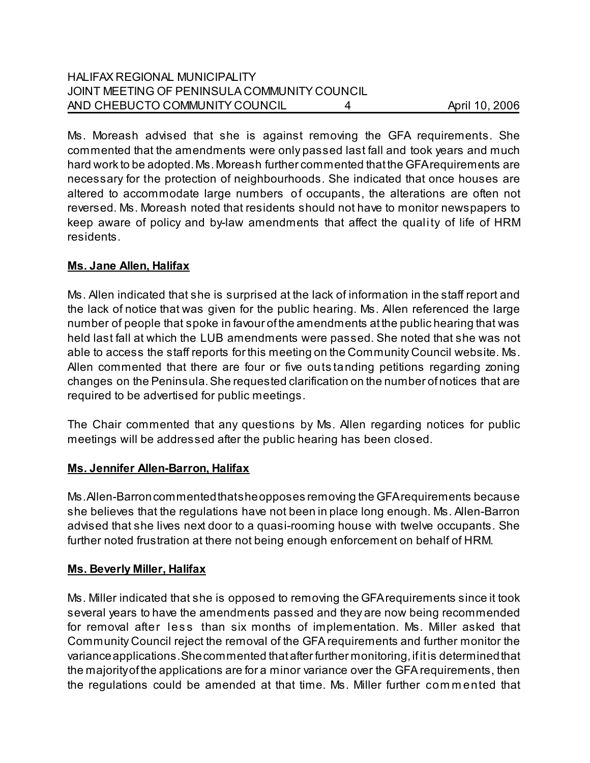Ms. Moreash advised that she is against removing the GFA requirements. She commented that the amendments were only passed last fall and took years and much hard work to be adopted. Ms. Moreash further commented that the GFA requirements are necessary for the protection of neighbourhoods. She indicated that once houses are altered to accommodate large numbers of occupants, the alterations are often not reversed. Ms. Moreash noted that residents should not have to monitor newspapers to keep aware of policy and by-law amendments that affect the quality of life of HRM residents.

**Ms. Jane Allen, Halifax**

Ms. Allen indicated that she is surprised at the lack of information in the staff report and the lack of notice that was given for the public hearing. Ms. Allen referenced the large number of people that spoke in favour of the amendments at the public hearing that was held last fall at which the LUB amendments were passed. She noted that she was not able to access the staff reports for this meeting on the Community Council website. Ms. Allen commented that there are four or five outstanding petitions regarding zoning changes on the Peninsula. She requested clarification on the number of notices that are required to be advertised for public meetings.

The Chair commented that any questions by Ms. Allen regarding notices for public meetings will be addressed after the public hearing has been closed.

**Ms. Jennifer Allen-Barron, Halifax**

Ms. Allen-Barron commented that she opposes removing the GFA requirements because she believes that the regulations have not been in place long enough. Ms. Allen-Barron advised that she lives next door to a quasi-rooming house with twelve occupants. She further noted frustration at there not being enough enforcement on behalf of HRM.

**Ms. Beverly Miller, Halifax**

Ms. Miller indicated that she is opposed to removing the GFA requirements since it took several years to have the amendments passed and they are now being recommended for removal after less than six months of implementation. Ms. Miller asked that Community Council reject the removal of the GFA requirements and further monitor the variance applications. She commented that after further monitoring, if it is determined that the majority of the applications are for a minor variance over the GFA requirements, then the regulations could be amended at that time. Ms. Miller further commented that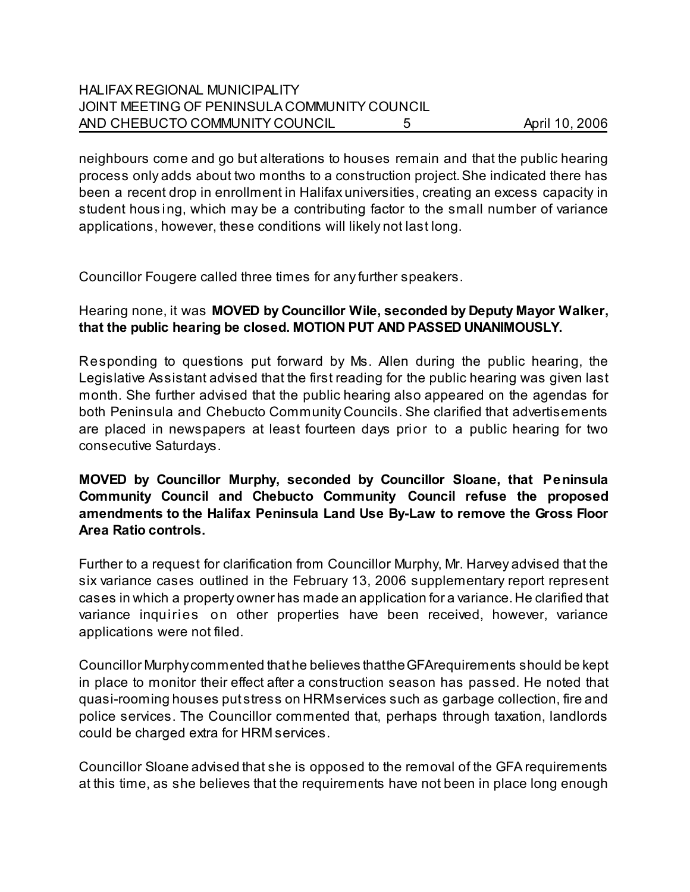neighbours come and go but alterations to houses remain and that the public hearing process only adds about two months to a construction project. She indicated there has been a recent drop in enrollment in Halifax universities, creating an excess capacity in student housing, which may be a contributing factor to the small number of variance applications, however, these conditions will likely not last long.

Councillor Fougere called three times for any further speakers.

Hearing none, it was **MOVED by Councillor Wile, seconded by Deputy Mayor Walker, that the public hearing be closed. MOTION PUT AND PASSED UNANIMOUSLY.**

Responding to questions put forward by Ms. Allen during the public hearing, the Legislative Assistant advised that the first reading for the public hearing was given last month. She further advised that the public hearing also appeared on the agendas for both Peninsula and Chebucto Community Councils. She clarified that advertisements are placed in newspapers at least fourteen days prior to a public hearing for two consecutive Saturdays.

**MOVED by Councillor Murphy, seconded by Councillor Sloane, that Peninsula Community Council and Chebucto Community Council refuse the proposed amendments to the Halifax Peninsula Land Use By-Law to remove the Gross Floor Area Ratio controls.**

Further to a request for clarification from Councillor Murphy, Mr. Harvey advised that the six variance cases outlined in the February 13, 2006 supplementary report represent cases in which a property owner has made an application for a variance. He clarified that variance inquiries on other properties have been received, however, variance applications were not filed.

Councillor Murphy commented that he believes that the GFA requirements should be kept in place to monitor their effect after a construction season has passed. He noted that quasi-rooming houses put stress on HRM services such as garbage collection, fire and police services. The Councillor commented that, perhaps through taxation, landlords could be charged extra for HRM services.

Councillor Sloane advised that she is opposed to the removal of the GFA requirements at this time, as she believes that the requirements have not been in place long enough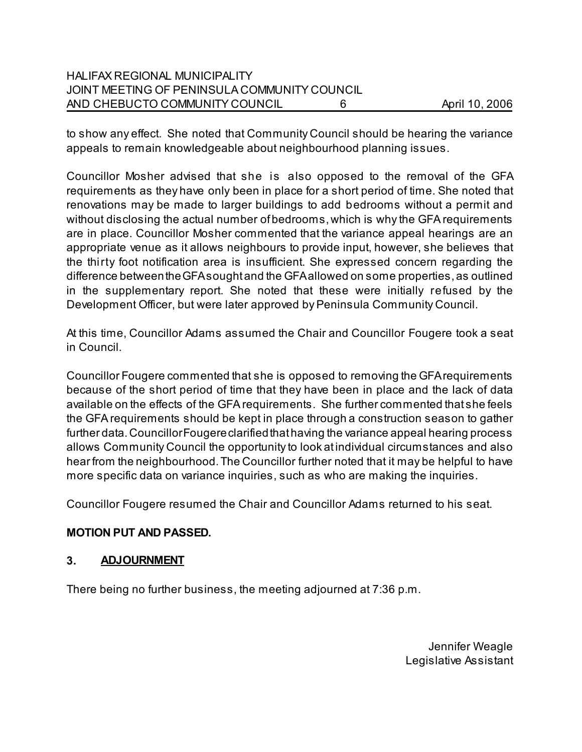to show any effect. She noted that Community Council should be hearing the variance appeals to remain knowledgeable about neighbourhood planning issues.

Councillor Mosher advised that she is also opposed to the removal of the GFA requirements as they have only been in place for a short period of time. She noted that renovations may be made to larger buildings to add bedrooms without a permit and without disclosing the actual number of bedrooms, which is why the GFA requirements are in place. Councillor Mosher commented that the variance appeal hearings are an appropriate venue as it allows neighbours to provide input, however, she believes that the thirty foot notification area is insufficient. She expressed concern regarding the difference between the GFA sought and the GFA allowed on some properties, as outlined in the supplementary report. She noted that these were initially refused by the Development Officer, but were later approved by Peninsula Community Council.

At this time, Councillor Adams assumed the Chair and Councillor Fougere took a seat in Council.

Councillor Fougere commented that she is opposed to removing the GFA requirements because of the short period of time that they have been in place and the lack of data available on the effects of the GFA requirements. She further commented that she feels the GFA requirements should be kept in place through a construction season to gather further data. Councillor Fougere clarified that having the variance appeal hearing process allows Community Council the opportunity to look at individual circumstances and also hear from the neighbourhood. The Councillor further noted that it may be helpful to have more specific data on variance inquiries, such as who are making the inquiries.

Councillor Fougere resumed the Chair and Councillor Adams returned to his seat.

**MOTION PUT AND PASSED.**

## 3. ADJOURNMENT

There being no further business, the meeting adjourned at 7:36 p.m.

Jennifer Weagle
Legislative Assistant